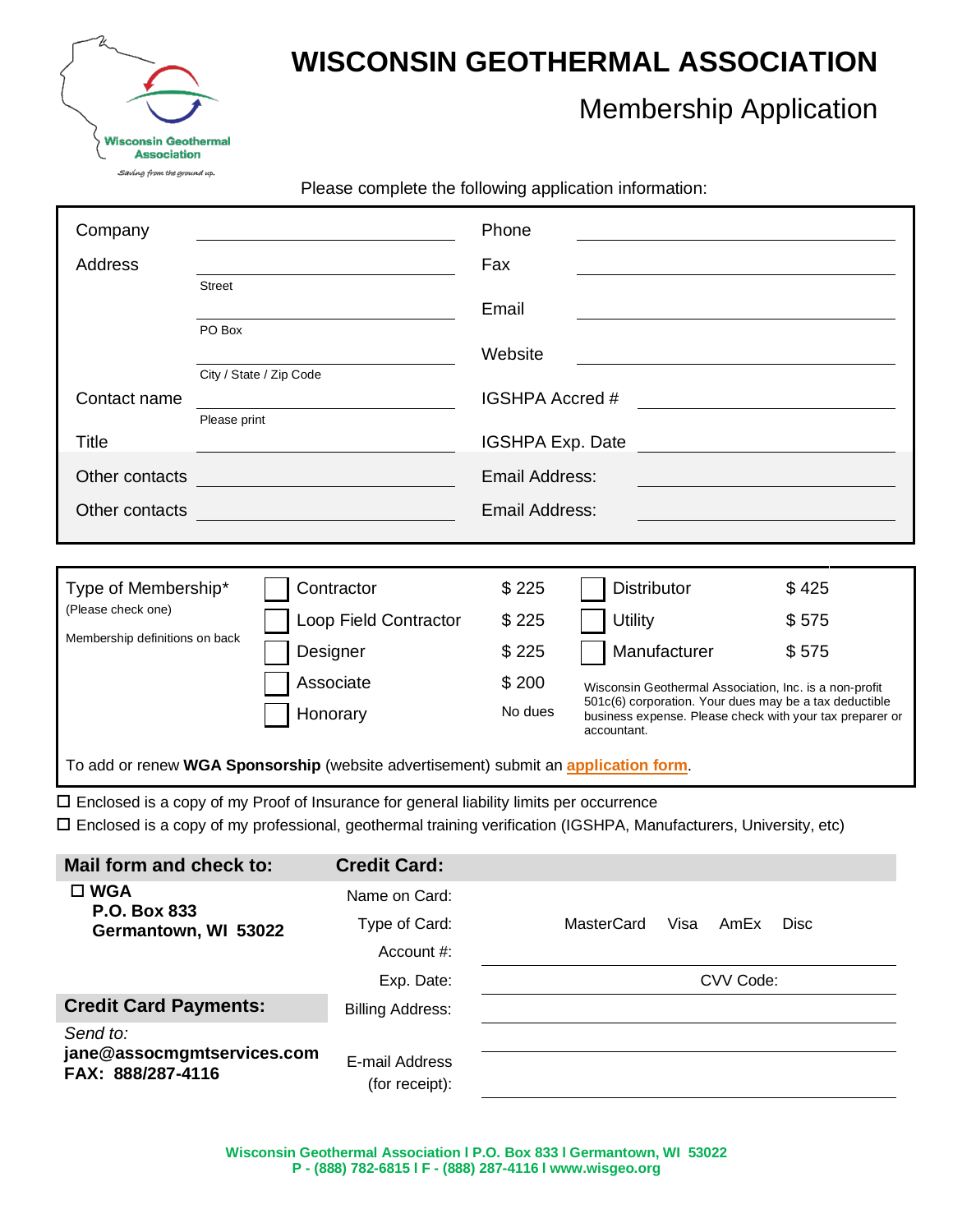# WISCONSIN GEOTHERMAL ASSOCIATION

## Membership Application

Wisconsin Geothermal Association

*Saving from the ground up.*

Please complete the following application information:

| | | | |
|---|---|---|---|
| Company | | Phone | |
| Address | Street | Fax | |
| | PO Box | Email | |
| | City / State / Zip Code | Website | |
| Contact name | Please print | IGSHPA Accred # | |
| Title | | IGSHPA Exp. Date | |
| Other contacts | | Email Address: | |
| Other contacts | | Email Address: | |

| | | | | |
|---|---|---|---|---|
| Type of Membership* (Please check one) Membership definitions on back | ☐ Contractor | $ 225 | ☐ Distributor | $ 425 |
| | ☐ Loop Field Contractor | $ 225 | ☐ Utility | $ 575 |
| | ☐ Designer | $ 225 | ☐ Manufacturer | $ 575 |
| | ☐ Associate | $ 200 | Wisconsin Geothermal Association, Inc. is a non-profit 501c(6) corporation. Your dues may be a tax deductible business expense. Please check with your tax preparer or accountant. | |
| | ☐ Honorary | No dues | | |

To add or renew **WGA Sponsorship** (website advertisement) submit an **application form**.

☐ Enclosed is a copy of my Proof of Insurance for general liability limits per occurrence

☐ Enclosed is a copy of my professional, geothermal training verification (IGSHPA, Manufacturers, University, etc)

**Mail form and check to:**

☐ **WGA**
**P.O. Box 833**
**Germantown, WI 53022**

**Credit Card:**

Name on Card:

Type of Card: MasterCard Visa AmEx Disc

Account #:

Exp. Date: CVV Code:

Billing Address:

E-mail Address (for receipt):

**Credit Card Payments:**

*Send to:*
**jane@assocmgmtservices.com**
**FAX: 888/287-4116**

**Wisconsin Geothermal Association l P.O. Box 833 l Germantown, WI 53022**
**P - (888) 782-6815 l F - (888) 287-4116 l www.wisgeo.org**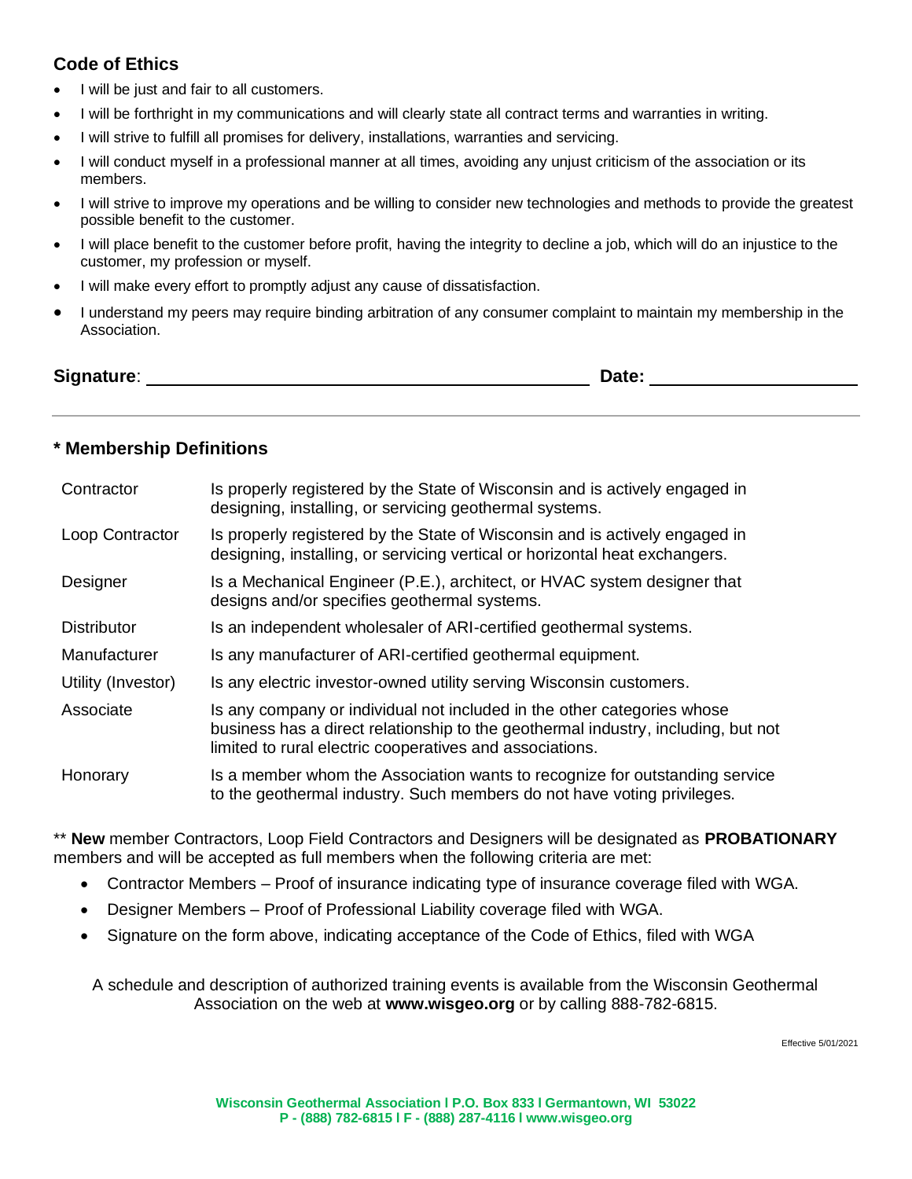## Code of Ethics

- I will be just and fair to all customers.
- I will be forthright in my communications and will clearly state all contract terms and warranties in writing.
- I will strive to fulfill all promises for delivery, installations, warranties and servicing.
- I will conduct myself in a professional manner at all times, avoiding any unjust criticism of the association or its members.
- I will strive to improve my operations and be willing to consider new technologies and methods to provide the greatest possible benefit to the customer.
- I will place benefit to the customer before profit, having the integrity to decline a job, which will do an injustice to the customer, my profession or myself.
- I will make every effort to promptly adjust any cause of dissatisfaction.
- I understand my peers may require binding arbitration of any consumer complaint to maintain my membership in the Association.

**Signature**: ______________________________ **Date:** ____________________

---

## * Membership Definitions

| | |
|---|---|
| Contractor | Is properly registered by the State of Wisconsin and is actively engaged in designing, installing, or servicing geothermal systems. |
| Loop Contractor | Is properly registered by the State of Wisconsin and is actively engaged in designing, installing, or servicing vertical or horizontal heat exchangers. |
| Designer | Is a Mechanical Engineer (P.E.), architect, or HVAC system designer that designs and/or specifies geothermal systems. |
| Distributor | Is an independent wholesaler of ARI-certified geothermal systems. |
| Manufacturer | Is any manufacturer of ARI-certified geothermal equipment. |
| Utility (Investor) | Is any electric investor-owned utility serving Wisconsin customers. |
| Associate | Is any company or individual not included in the other categories whose business has a direct relationship to the geothermal industry, including, but not limited to rural electric cooperatives and associations. |
| Honorary | Is a member whom the Association wants to recognize for outstanding service to the geothermal industry. Such members do not have voting privileges. |

** **New** member Contractors, Loop Field Contractors and Designers will be designated as **PROBATIONARY** members and will be accepted as full members when the following criteria are met:

- Contractor Members – Proof of insurance indicating type of insurance coverage filed with WGA.
- Designer Members – Proof of Professional Liability coverage filed with WGA.
- Signature on the form above, indicating acceptance of the Code of Ethics, filed with WGA

A schedule and description of authorized training events is available from the Wisconsin Geothermal Association on the web at **www.wisgeo.org** or by calling 888-782-6815.

Effective 5/01/2021

**Wisconsin Geothermal Association l P.O. Box 833 l Germantown, WI 53022**
**P - (888) 782-6815 l F - (888) 287-4116 l www.wisgeo.org**